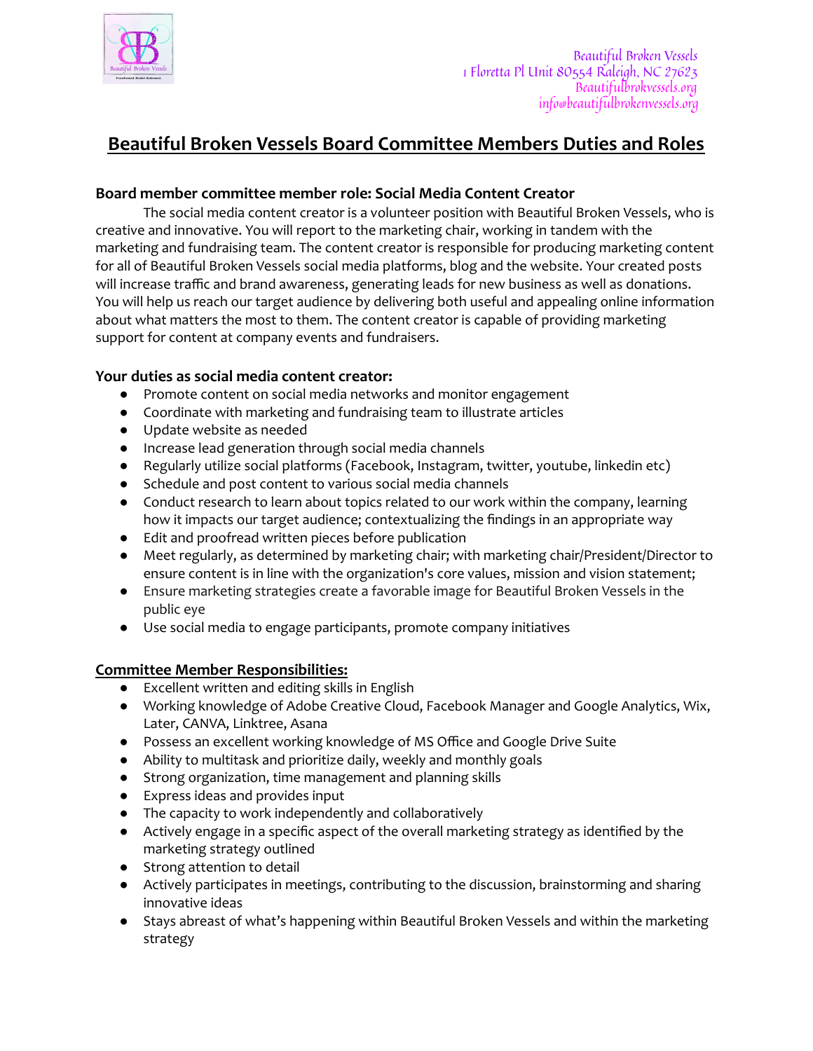Beautiful Broken Vessels
1 Floretta Pl Unit 80554 Raleigh, NC 27623
Beautifulbrokvessels.org
info@beautifulbrokenvessels.org

# Beautiful Broken Vessels Board Committee Members Duties and Roles

**Board member committee member role: Social Media Content Creator**

The social media content creator is a volunteer position with Beautiful Broken Vessels, who is creative and innovative. You will report to the marketing chair, working in tandem with the marketing and fundraising team. The content creator is responsible for producing marketing content for all of Beautiful Broken Vessels social media platforms, blog and the website. Your created posts will increase traffic and brand awareness, generating leads for new business as well as donations. You will help us reach our target audience by delivering both useful and appealing online information about what matters the most to them. The content creator is capable of providing marketing support for content at company events and fundraisers.

**Your duties as social media content creator:**

- Promote content on social media networks and monitor engagement
- Coordinate with marketing and fundraising team to illustrate articles
- Update website as needed
- Increase lead generation through social media channels
- Regularly utilize social platforms (Facebook, Instagram, twitter, youtube, linkedin etc)
- Schedule and post content to various social media channels
- Conduct research to learn about topics related to our work within the company, learning how it impacts our target audience; contextualizing the findings in an appropriate way
- Edit and proofread written pieces before publication
- Meet regularly, as determined by marketing chair; with marketing chair/President/Director to ensure content is in line with the organization's core values, mission and vision statement;
- Ensure marketing strategies create a favorable image for Beautiful Broken Vessels in the public eye
- Use social media to engage participants, promote company initiatives

**Committee Member Responsibilities:**

- Excellent written and editing skills in English
- Working knowledge of Adobe Creative Cloud, Facebook Manager and Google Analytics, Wix, Later, CANVA, Linktree, Asana
- Possess an excellent working knowledge of MS Office and Google Drive Suite
- Ability to multitask and prioritize daily, weekly and monthly goals
- Strong organization, time management and planning skills
- Express ideas and provides input
- The capacity to work independently and collaboratively
- Actively engage in a specific aspect of the overall marketing strategy as identified by the marketing strategy outlined
- Strong attention to detail
- Actively participates in meetings, contributing to the discussion, brainstorming and sharing innovative ideas
- Stays abreast of what's happening within Beautiful Broken Vessels and within the marketing strategy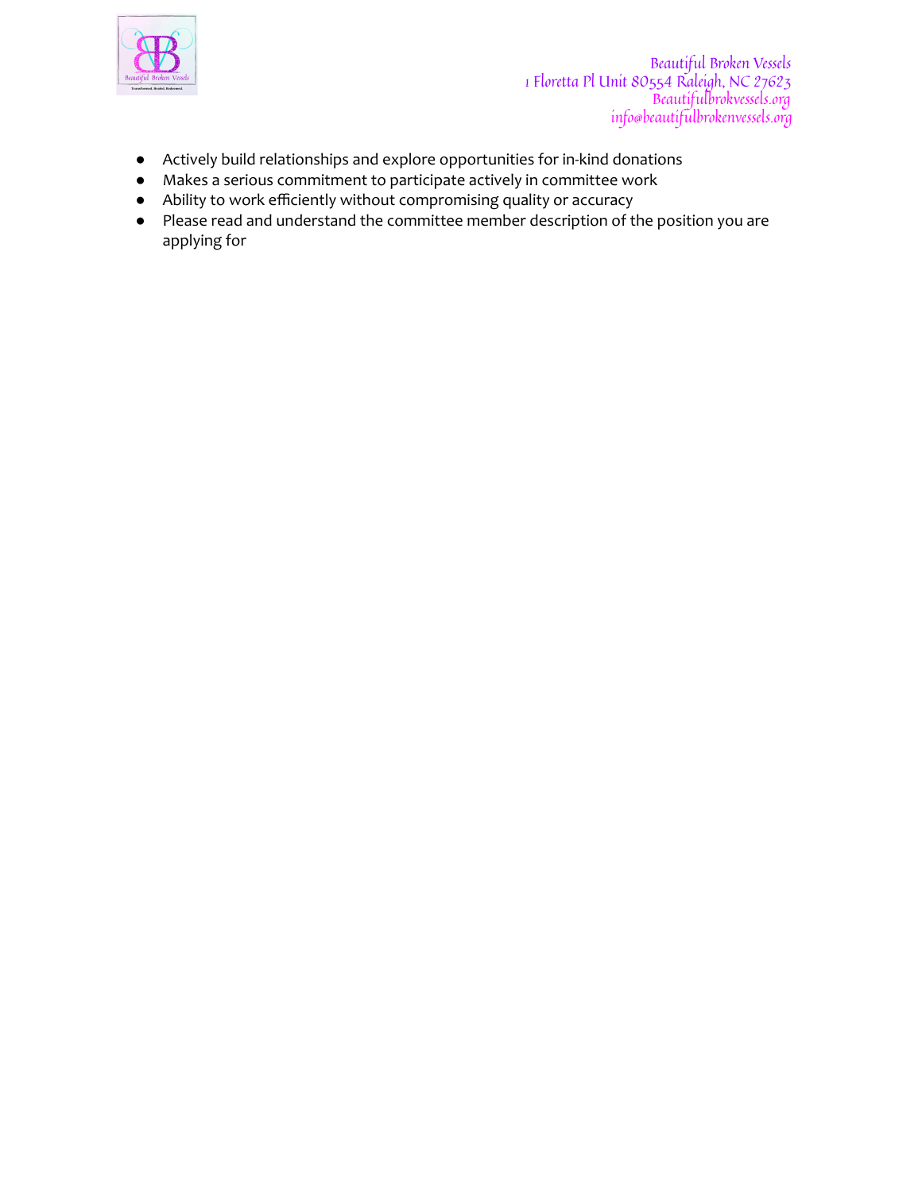- Actively build relationships and explore opportunities for in-kind donations
- Makes a serious commitment to participate actively in committee work
- Ability to work efficiently without compromising quality or accuracy
- Please read and understand the committee member description of the position you are applying for